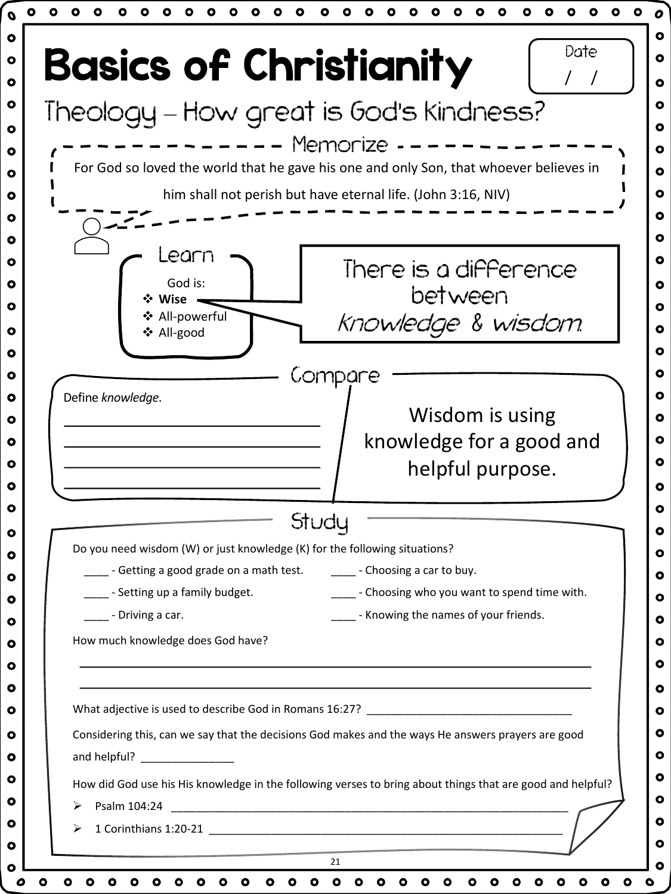# Basics of Christianity

Date
/ /

## Theology – How great is God's Kindness?

### Memorize

For God so loved the world that he gave his one and only Son, that whoever believes in him shall not perish but have eternal life. (John 3:16, NIV)

### Learn

God is:

- **Wise**
- All-powerful
- All-good

There is a difference between *knowledge & wisdom.*

### Compare

Define *knowledge*.

________________________________
________________________________
________________________________
________________________________

Wisdom is using knowledge for a good and helpful purpose.

### Study

Do you need wisdom (W) or just knowledge (K) for the following situations?

____ - Getting a good grade on a math test.
____ - Setting up a family budget.
____ - Driving a car.
____ - Choosing a car to buy.
____ - Choosing who you want to spend time with.
____ - Knowing the names of your friends.

How much knowledge does God have?

________________________________________________________________
________________________________________________________________

What adjective is used to describe God in Romans 16:27? ________________________________

Considering this, can we say that the decisions God makes and the ways He answers prayers are good and helpful? _______________

How did God use his His knowledge in the following verses to bring about things that are good and helpful?

- Psalm 104:24 ________________________________________________________________
- 1 Corinthians 1:20-21 ________________________________________________________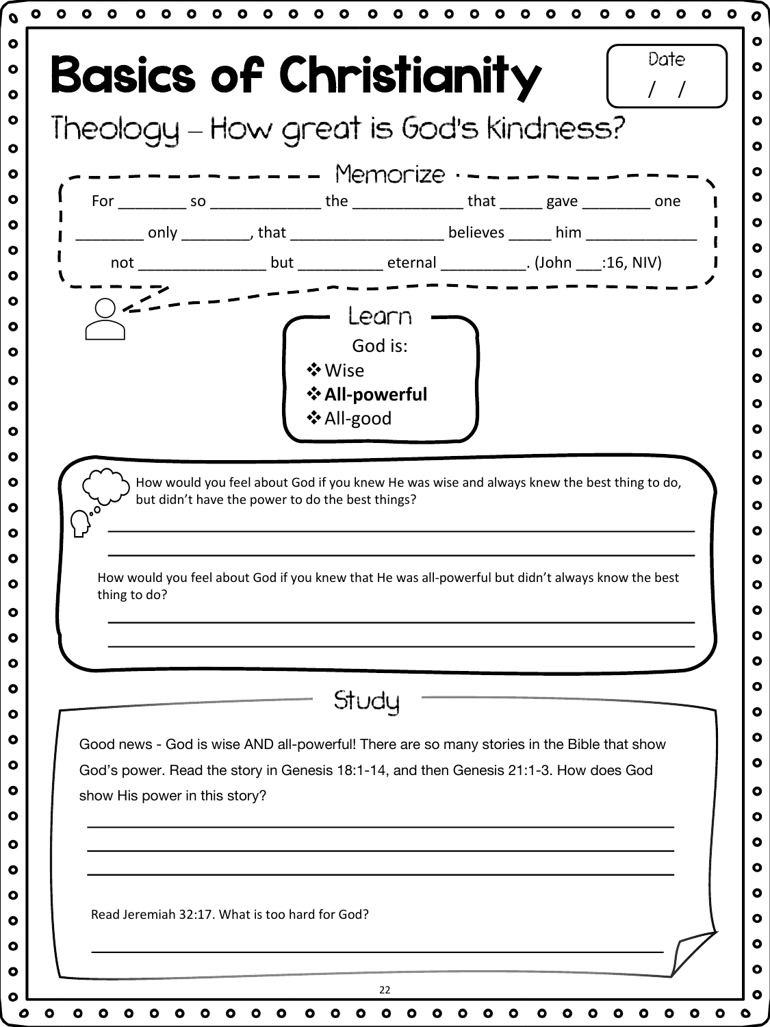# Basics of Christianity

Date / /

## Theology – How great is God's Kindness?

### Memorize

For ________ so _____________ the _____________ that _____ gave ________ one ________ only ________, that __________________ believes _____ him _____________ not _______________ but __________ eternal __________. (John ___:16, NIV)

### Learn

God is:

- Wise
- **All-powerful**
- All-good

How would you feel about God if you knew He was wise and always knew the best thing to do, but didn't have the power to do the best things?

______________________________________________________________________

______________________________________________________________________

How would you feel about God if you knew that He was all-powerful but didn't always know the best thing to do?

______________________________________________________________________

______________________________________________________________________

### Study

Good news - God is wise AND all-powerful! There are so many stories in the Bible that show God's power. Read the story in Genesis 18:1-14, and then Genesis 21:1-3. How does God show His power in this story?

______________________________________________________________________

______________________________________________________________________

______________________________________________________________________

Read Jeremiah 32:17. What is too hard for God?

______________________________________________________________________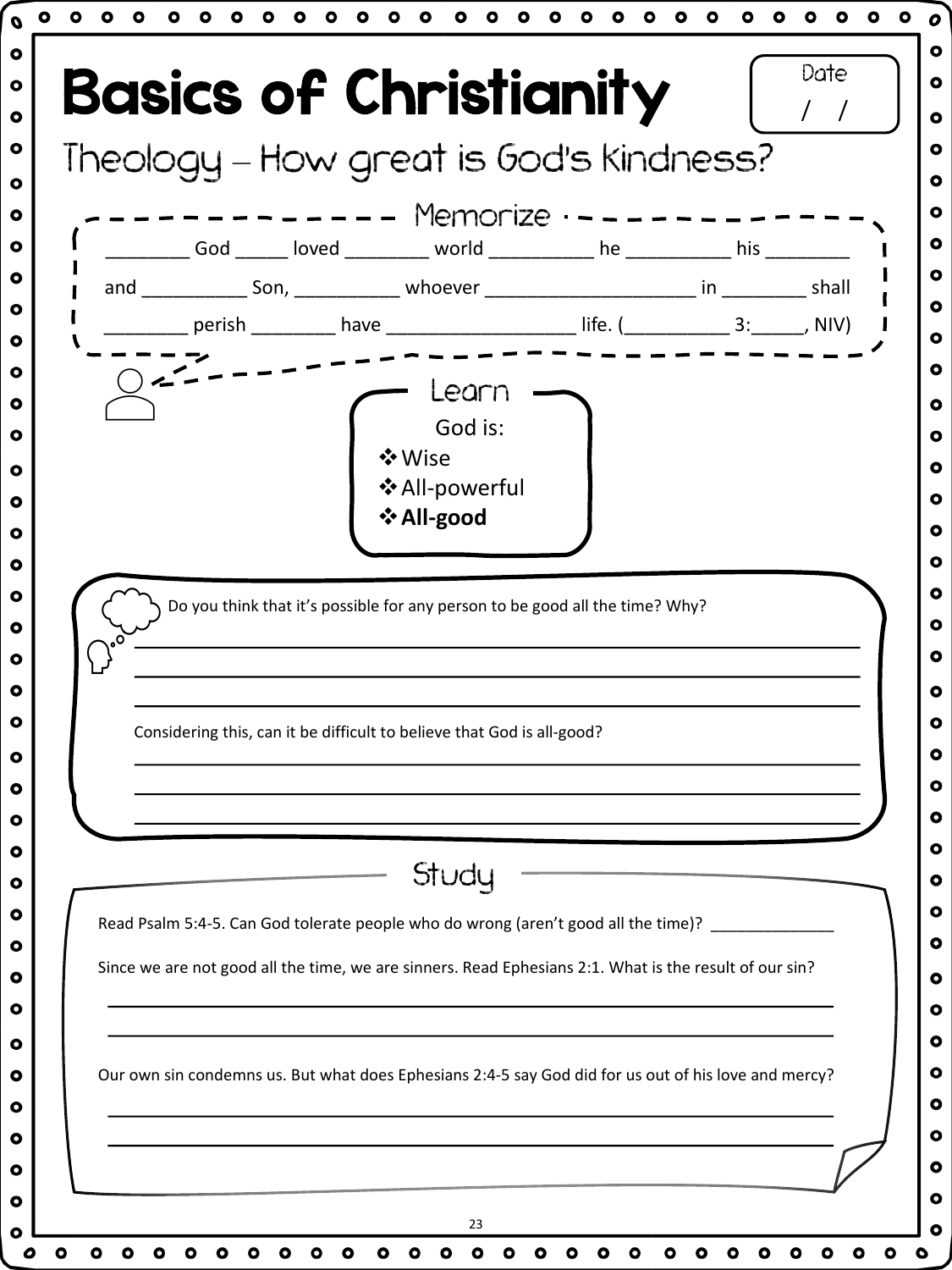# Basics of Christianity

Date
/ /

## Theology – How great is God's Kindness?

### Memorize

________ God _____ loved ________ world __________ he __________ his ________ and __________ Son, __________ whoever ____________________ in ________ shall ________ perish ________ have __________________ life. (__________ 3:_____, NIV)

### Learn

God is:

- Wise
- All-powerful
- **All-good**

Do you think that it's possible for any person to be good all the time? Why?

______________________________________________________________________________

______________________________________________________________________________

______________________________________________________________________________

Considering this, can it be difficult to believe that God is all-good?

______________________________________________________________________________

______________________________________________________________________________

______________________________________________________________________________

### Study

Read Psalm 5:4-5. Can God tolerate people who do wrong (aren't good all the time)? _____________

Since we are not good all the time, we are sinners. Read Ephesians 2:1. What is the result of our sin?

______________________________________________________________________________

______________________________________________________________________________

Our own sin condemns us. But what does Ephesians 2:4-5 say God did for us out of his love and mercy?

______________________________________________________________________________

______________________________________________________________________________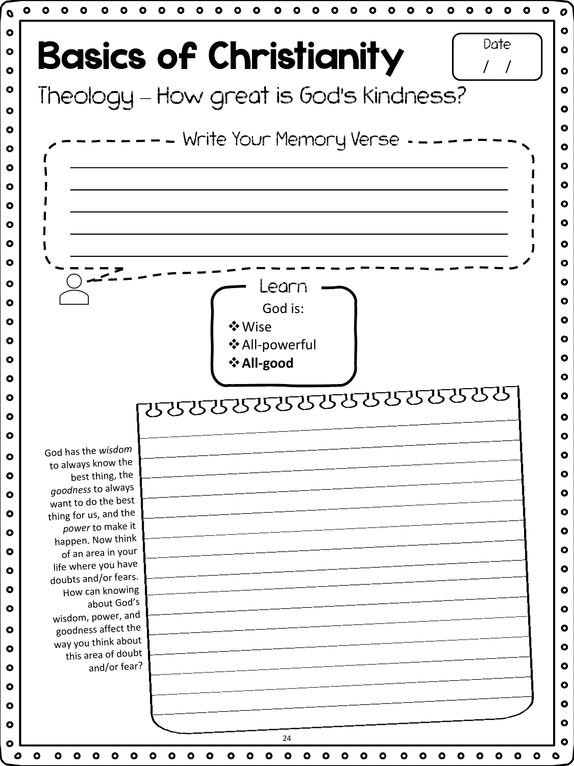# Basics of Christianity

Date
/ /

## Theology – How great is God's Kindness?

Write Your Memory Verse

## Learn

God is:

- Wise
- All-powerful
- **All-good**

God has the *wisdom* to always know the best thing, the *goodness* to always want to do the best thing for us, and the *power* to make it happen. Now think of an area in your life where you have doubts and/or fears. How can knowing about God's wisdom, power, and goodness affect the way you think about this area of doubt and/or fear?